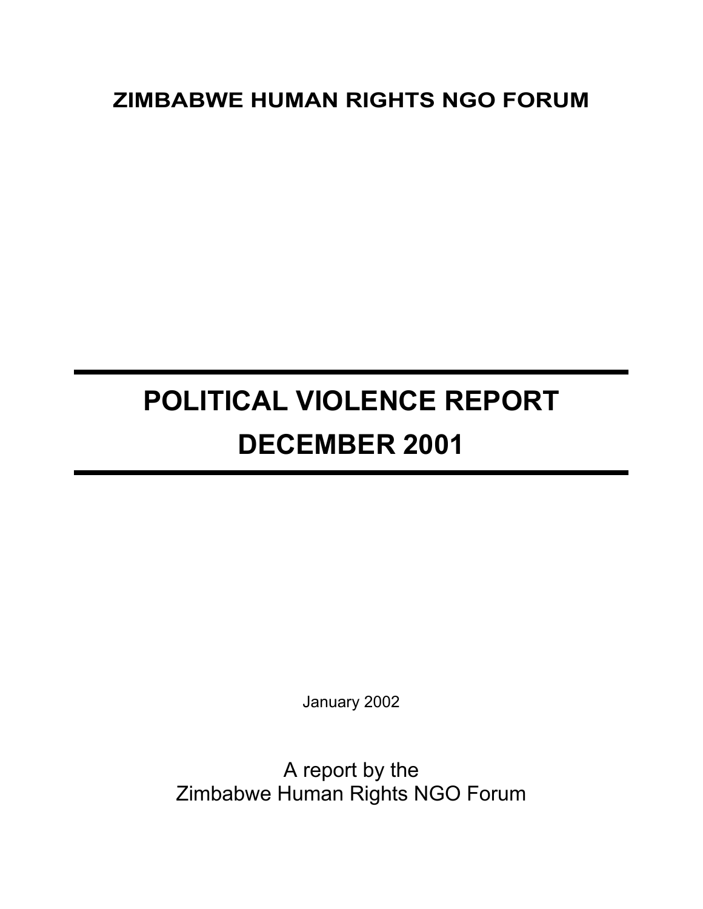**ZIMBABWE HUMAN RIGHTS NGO FORUM**

---

# POLITICAL VIOLENCE REPORT
# DECEMBER 2001

---

January 2002

A report by the
Zimbabwe Human Rights NGO Forum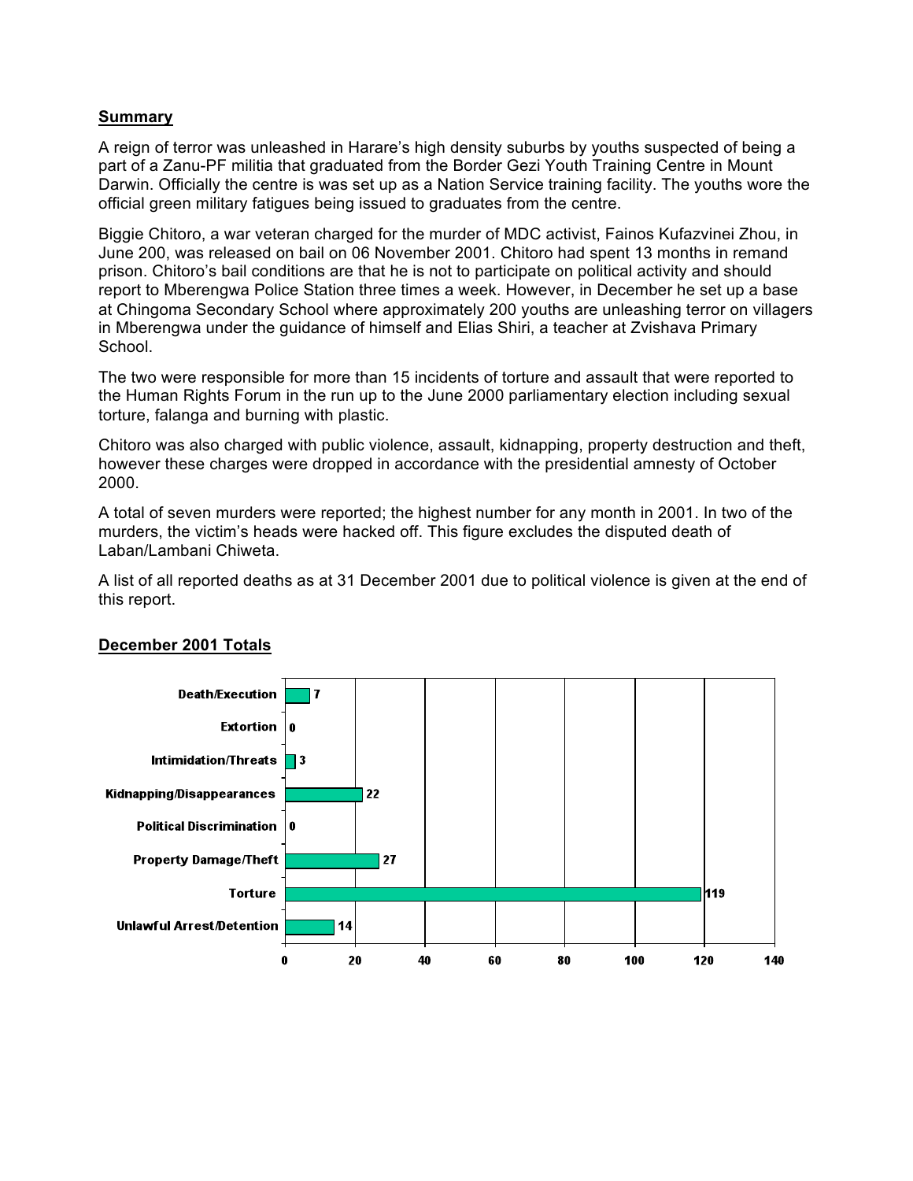**Summary**

A reign of terror was unleashed in Harare's high density suburbs by youths suspected of being a part of a Zanu-PF militia that graduated from the Border Gezi Youth Training Centre in Mount Darwin. Officially the centre is was set up as a Nation Service training facility. The youths wore the official green military fatigues being issued to graduates from the centre.

Biggie Chitoro, a war veteran charged for the murder of MDC activist, Fainos Kufazvinei Zhou, in June 200, was released on bail on 06 November 2001. Chitoro had spent 13 months in remand prison. Chitoro's bail conditions are that he is not to participate on political activity and should report to Mberengwa Police Station three times a week. However, in December he set up a base at Chingoma Secondary School where approximately 200 youths are unleashing terror on villagers in Mberengwa under the guidance of himself and Elias Shiri, a teacher at Zvishava Primary School.

The two were responsible for more than 15 incidents of torture and assault that were reported to the Human Rights Forum in the run up to the June 2000 parliamentary election including sexual torture, falanga and burning with plastic.

Chitoro was also charged with public violence, assault, kidnapping, property destruction and theft, however these charges were dropped in accordance with the presidential amnesty of October 2000.

A total of seven murders were reported; the highest number for any month in 2001. In two of the murders, the victim's heads were hacked off. This figure excludes the disputed death of Laban/Lambani Chiweta.

A list of all reported deaths as at 31 December 2001 due to political violence is given at the end of this report.

**December 2001 Totals**

| Category | Total |
|---|---|
| Death/Execution | 7 |
| Extortion | 0 |
| Intimidation/Threats | 3 |
| Kidnapping/Disappearances | 22 |
| Political Discrimination | 0 |
| Property Damage/Theft | 27 |
| Torture | 119 |
| Unlawful Arrest/Detention | 14 |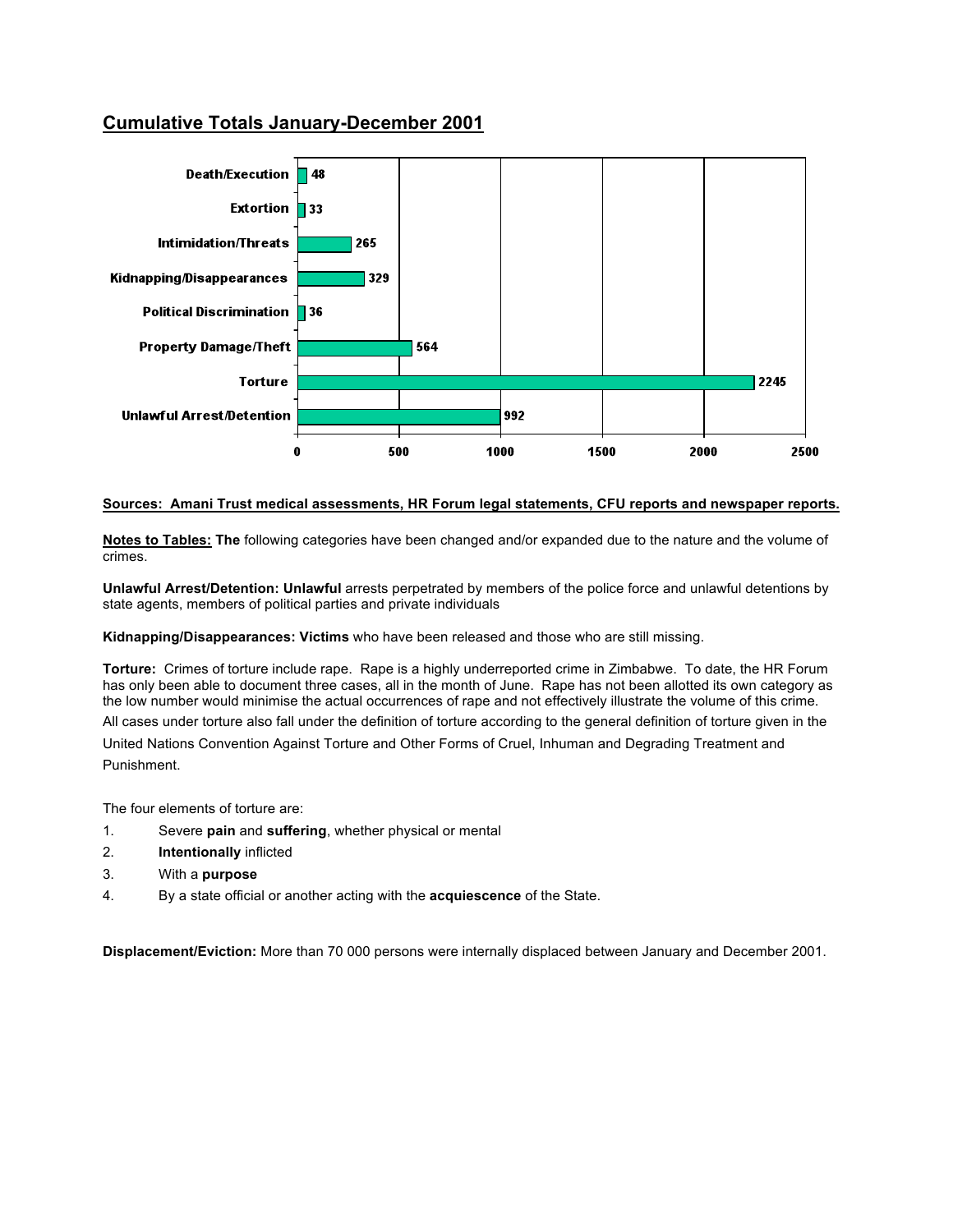## Cumulative Totals January-December 2001

| Category | Total |
|---|---|
| Death/Execution | 48 |
| Extortion | 33 |
| Intimidation/Threats | 265 |
| Kidnapping/Disappearances | 329 |
| Political Discrimination | 36 |
| Property Damage/Theft | 564 |
| Torture | 2245 |
| Unlawful Arrest/Detention | 992 |

**Sources: Amani Trust medical assessments, HR Forum legal statements, CFU reports and newspaper reports.**

**Notes to Tables: The** following categories have been changed and/or expanded due to the nature and the volume of crimes.

**Unlawful Arrest/Detention: Unlawful** arrests perpetrated by members of the police force and unlawful detentions by state agents, members of political parties and private individuals

**Kidnapping/Disappearances: Victims** who have been released and those who are still missing.

**Torture:** Crimes of torture include rape. Rape is a highly underreported crime in Zimbabwe. To date, the HR Forum has only been able to document three cases, all in the month of June. Rape has not been allotted its own category as the low number would minimise the actual occurrences of rape and not effectively illustrate the volume of this crime. All cases under torture also fall under the definition of torture according to the general definition of torture given in the United Nations Convention Against Torture and Other Forms of Cruel, Inhuman and Degrading Treatment and Punishment.

The four elements of torture are:

1. Severe **pain** and **suffering**, whether physical or mental
2. **Intentionally** inflicted
3. With a **purpose**
4. By a state official or another acting with the **acquiescence** of the State.

**Displacement/Eviction:** More than 70 000 persons were internally displaced between January and December 2001.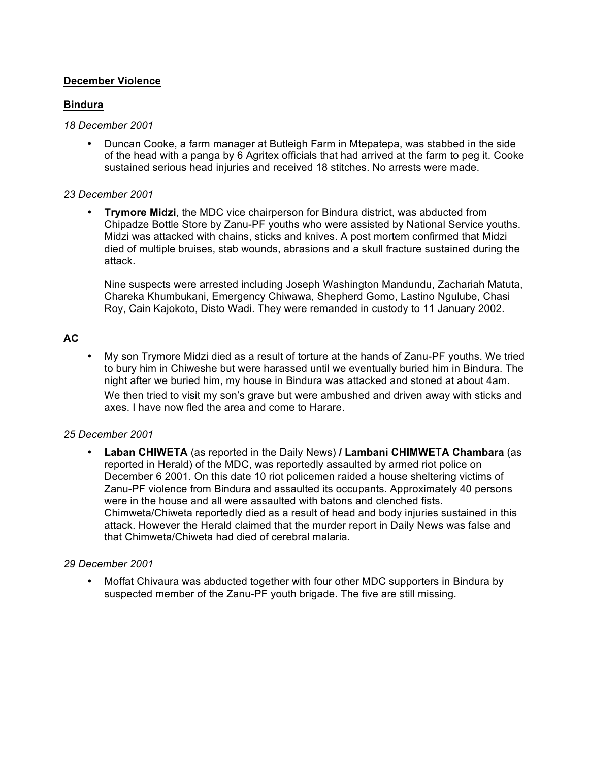**<u>December Violence</u>**

**<u>Bindura</u>**

*18 December 2001*

- Duncan Cooke, a farm manager at Butleigh Farm in Mtepatepa, was stabbed in the side of the head with a panga by 6 Agritex officials that had arrived at the farm to peg it. Cooke sustained serious head injuries and received 18 stitches. No arrests were made.

*23 December 2001*

- **Trymore Midzi**, the MDC vice chairperson for Bindura district, was abducted from Chipadze Bottle Store by Zanu-PF youths who were assisted by National Service youths. Midzi was attacked with chains, sticks and knives. A post mortem confirmed that Midzi died of multiple bruises, stab wounds, abrasions and a skull fracture sustained during the attack.

  Nine suspects were arrested including Joseph Washington Mandundu, Zachariah Matuta, Chareka Khumbukani, Emergency Chiwawa, Shepherd Gomo, Lastino Ngulube, Chasi Roy, Cain Kajokoto, Disto Wadi. They were remanded in custody to 11 January 2002.

**AC**

- My son Trymore Midzi died as a result of torture at the hands of Zanu-PF youths. We tried to bury him in Chiweshe but were harassed until we eventually buried him in Bindura. The night after we buried him, my house in Bindura was attacked and stoned at about 4am. We then tried to visit my son's grave but were ambushed and driven away with sticks and axes. I have now fled the area and come to Harare.

*25 December 2001*

- **Laban CHIWETA** (as reported in the Daily News) **/ Lambani CHIMWETA Chambara** (as reported in Herald) of the MDC, was reportedly assaulted by armed riot police on December 6 2001. On this date 10 riot policemen raided a house sheltering victims of Zanu-PF violence from Bindura and assaulted its occupants. Approximately 40 persons were in the house and all were assaulted with batons and clenched fists. Chimweta/Chiweta reportedly died as a result of head and body injuries sustained in this attack. However the Herald claimed that the murder report in Daily News was false and that Chimweta/Chiweta had died of cerebral malaria.

*29 December 2001*

- Moffat Chivaura was abducted together with four other MDC supporters in Bindura by suspected member of the Zanu-PF youth brigade. The five are still missing.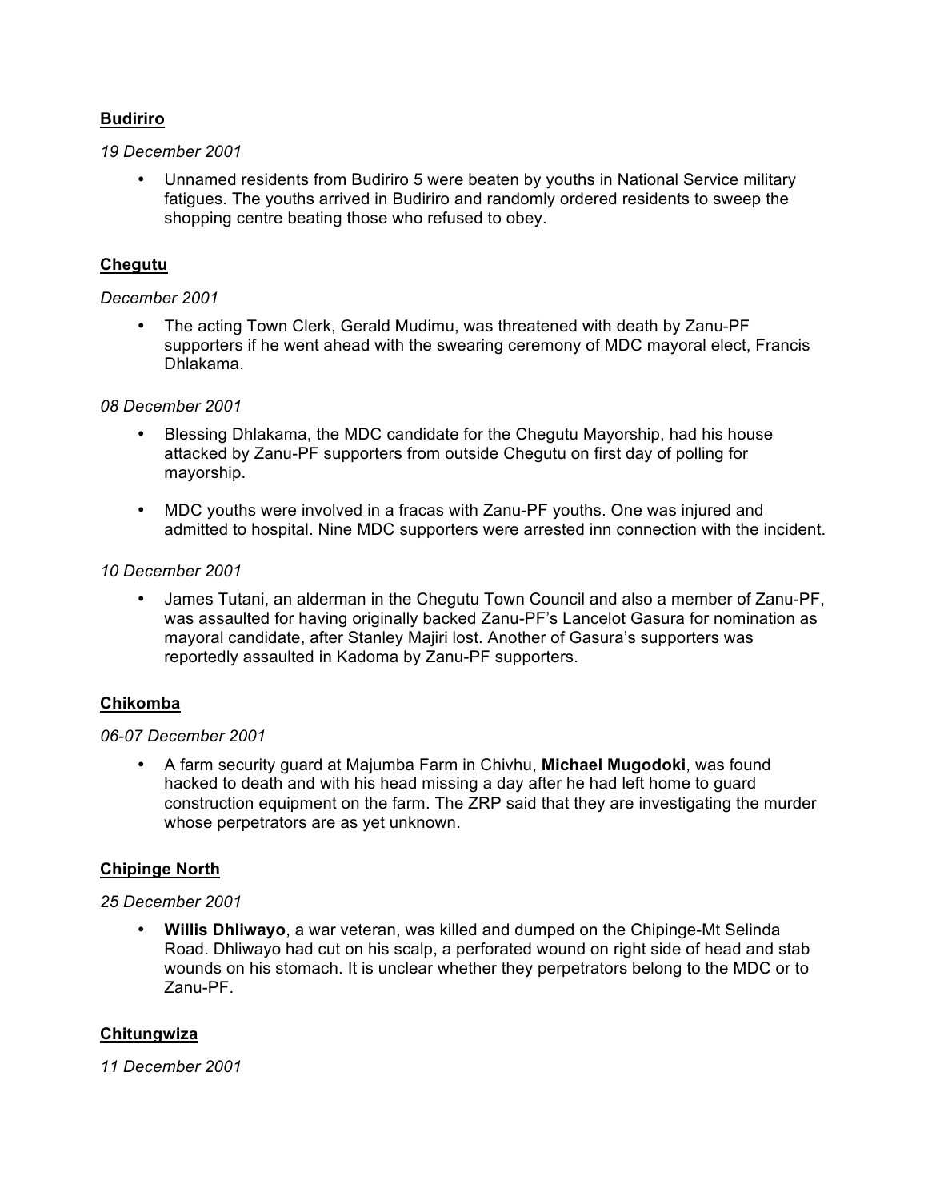**Budiriro**

*19 December 2001*

- Unnamed residents from Budiriro 5 were beaten by youths in National Service military fatigues. The youths arrived in Budiriro and randomly ordered residents to sweep the shopping centre beating those who refused to obey.

**Chegutu**

*December 2001*

- The acting Town Clerk, Gerald Mudimu, was threatened with death by Zanu-PF supporters if he went ahead with the swearing ceremony of MDC mayoral elect, Francis Dhlakama.

*08 December 2001*

- Blessing Dhlakama, the MDC candidate for the Chegutu Mayorship, had his house attacked by Zanu-PF supporters from outside Chegutu on first day of polling for mayorship.

- MDC youths were involved in a fracas with Zanu-PF youths. One was injured and admitted to hospital. Nine MDC supporters were arrested inn connection with the incident.

*10 December 2001*

- James Tutani, an alderman in the Chegutu Town Council and also a member of Zanu-PF, was assaulted for having originally backed Zanu-PF's Lancelot Gasura for nomination as mayoral candidate, after Stanley Majiri lost. Another of Gasura's supporters was reportedly assaulted in Kadoma by Zanu-PF supporters.

**Chikomba**

*06-07 December 2001*

- A farm security guard at Majumba Farm in Chivhu, **Michael Mugodoki**, was found hacked to death and with his head missing a day after he had left home to guard construction equipment on the farm. The ZRP said that they are investigating the murder whose perpetrators are as yet unknown.

**Chipinge North**

*25 December 2001*

- **Willis Dhliwayo**, a war veteran, was killed and dumped on the Chipinge-Mt Selinda Road. Dhliwayo had cut on his scalp, a perforated wound on right side of head and stab wounds on his stomach. It is unclear whether they perpetrators belong to the MDC or to Zanu-PF.

**Chitungwiza**

*11 December 2001*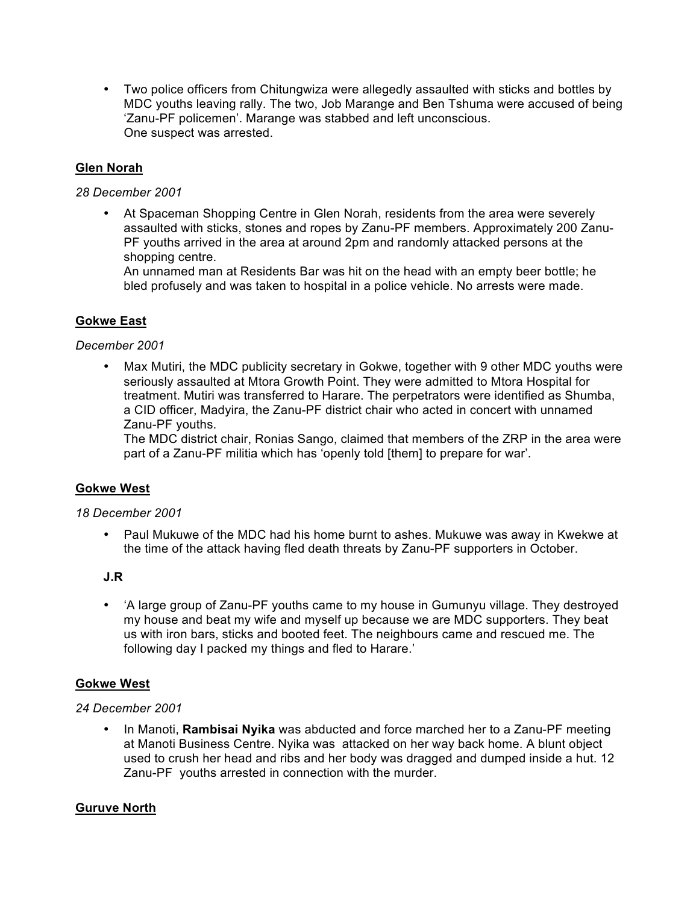- Two police officers from Chitungwiza were allegedly assaulted with sticks and bottles by MDC youths leaving rally. The two, Job Marange and Ben Tshuma were accused of being 'Zanu-PF policemen'. Marange was stabbed and left unconscious.
  One suspect was arrested.

## Glen Norah

*28 December 2001*

- At Spaceman Shopping Centre in Glen Norah, residents from the area were severely assaulted with sticks, stones and ropes by Zanu-PF members. Approximately 200 Zanu-PF youths arrived in the area at around 2pm and randomly attacked persons at the shopping centre.
  An unnamed man at Residents Bar was hit on the head with an empty beer bottle; he bled profusely and was taken to hospital in a police vehicle. No arrests were made.

## Gokwe East

*December 2001*

- Max Mutiri, the MDC publicity secretary in Gokwe, together with 9 other MDC youths were seriously assaulted at Mtora Growth Point. They were admitted to Mtora Hospital for treatment. Mutiri was transferred to Harare. The perpetrators were identified as Shumba, a CID officer, Madyira, the Zanu-PF district chair who acted in concert with unnamed Zanu-PF youths.
  The MDC district chair, Ronias Sango, claimed that members of the ZRP in the area were part of a Zanu-PF militia which has 'openly told [them] to prepare for war'.

## Gokwe West

*18 December 2001*

- Paul Mukuwe of the MDC had his home burnt to ashes. Mukuwe was away in Kwekwe at the time of the attack having fled death threats by Zanu-PF supporters in October.

**J.R**

- 'A large group of Zanu-PF youths came to my house in Gumunyu village. They destroyed my house and beat my wife and myself up because we are MDC supporters. They beat us with iron bars, sticks and booted feet. The neighbours came and rescued me. The following day I packed my things and fled to Harare.'

## Gokwe West

*24 December 2001*

- In Manoti, **Rambisai Nyika** was abducted and force marched her to a Zanu-PF meeting at Manoti Business Centre. Nyika was attacked on her way back home. A blunt object used to crush her head and ribs and her body was dragged and dumped inside a hut. 12 Zanu-PF youths arrested in connection with the murder.

## Guruve North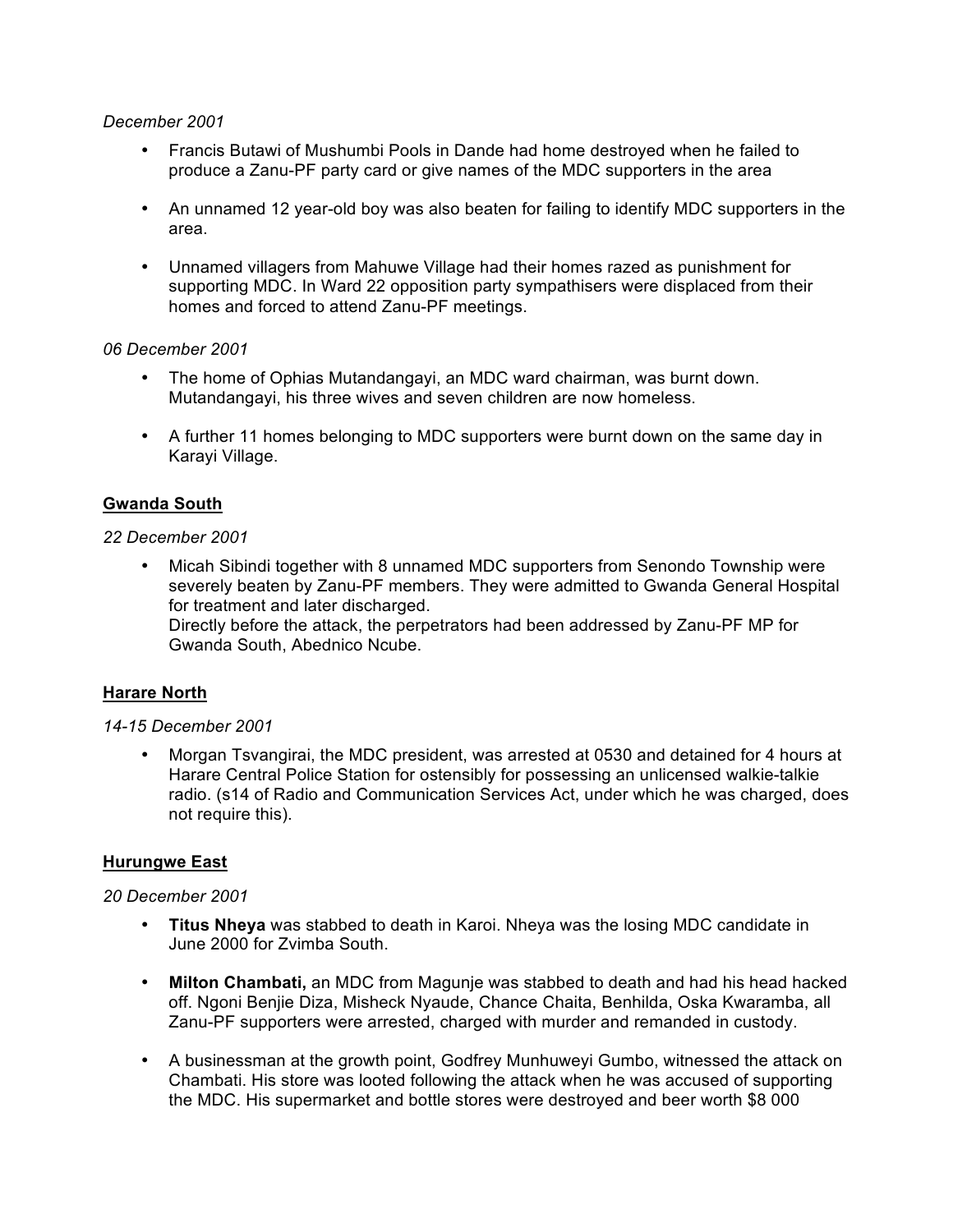*December 2001*

- Francis Butawi of Mushumbi Pools in Dande had home destroyed when he failed to produce a Zanu-PF party card or give names of the MDC supporters in the area

- An unnamed 12 year-old boy was also beaten for failing to identify MDC supporters in the area.

- Unnamed villagers from Mahuwe Village had their homes razed as punishment for supporting MDC. In Ward 22 opposition party sympathisers were displaced from their homes and forced to attend Zanu-PF meetings.

*06 December 2001*

- The home of Ophias Mutandangayi, an MDC ward chairman, was burnt down. Mutandangayi, his three wives and seven children are now homeless.

- A further 11 homes belonging to MDC supporters were burnt down on the same day in Karayi Village.

**Gwanda South**

*22 December 2001*

- Micah Sibindi together with 8 unnamed MDC supporters from Senondo Township were severely beaten by Zanu-PF members. They were admitted to Gwanda General Hospital for treatment and later discharged.
  Directly before the attack, the perpetrators had been addressed by Zanu-PF MP for Gwanda South, Abednico Ncube.

**Harare North**

*14-15 December 2001*

- Morgan Tsvangirai, the MDC president, was arrested at 0530 and detained for 4 hours at Harare Central Police Station for ostensibly for possessing an unlicensed walkie-talkie radio. (s14 of Radio and Communication Services Act, under which he was charged, does not require this).

**Hurungwe East**

*20 December 2001*

- **Titus Nheya** was stabbed to death in Karoi. Nheya was the losing MDC candidate in June 2000 for Zvimba South.

- **Milton Chambati,** an MDC from Magunje was stabbed to death and had his head hacked off. Ngoni Benjie Diza, Misheck Nyaude, Chance Chaita, Benhilda, Oska Kwaramba, all Zanu-PF supporters were arrested, charged with murder and remanded in custody.

- A businessman at the growth point, Godfrey Munhuweyi Gumbo, witnessed the attack on Chambati. His store was looted following the attack when he was accused of supporting the MDC. His supermarket and bottle stores were destroyed and beer worth $8 000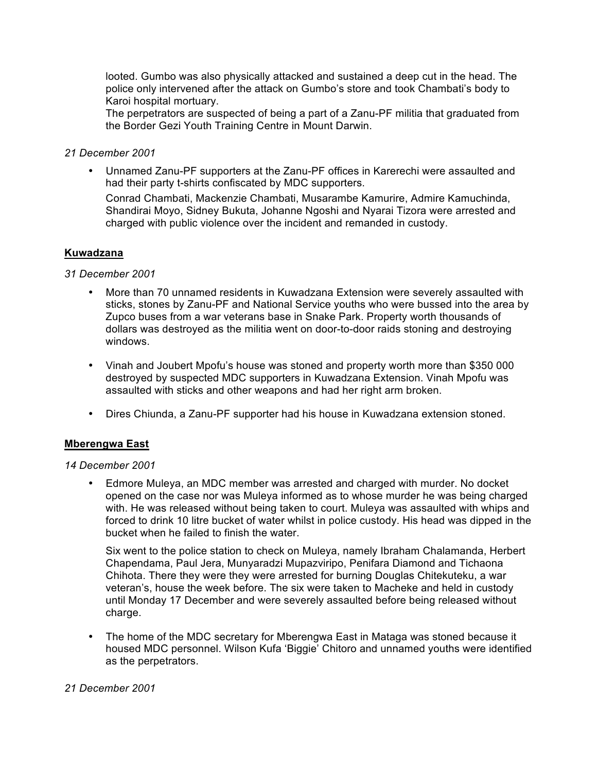looted. Gumbo was also physically attacked and sustained a deep cut in the head. The police only intervened after the attack on Gumbo's store and took Chambati's body to Karoi hospital mortuary.

The perpetrators are suspected of being a part of a Zanu-PF militia that graduated from the Border Gezi Youth Training Centre in Mount Darwin.

*21 December 2001*

- Unnamed Zanu-PF supporters at the Zanu-PF offices in Karerechi were assaulted and had their party t-shirts confiscated by MDC supporters.

  Conrad Chambati, Mackenzie Chambati, Musarambe Kamurire, Admire Kamuchinda, Shandirai Moyo, Sidney Bukuta, Johanne Ngoshi and Nyarai Tizora were arrested and charged with public violence over the incident and remanded in custody.

**Kuwadzana**

*31 December 2001*

- More than 70 unnamed residents in Kuwadzana Extension were severely assaulted with sticks, stones by Zanu-PF and National Service youths who were bussed into the area by Zupco buses from a war veterans base in Snake Park. Property worth thousands of dollars was destroyed as the militia went on door-to-door raids stoning and destroying windows.

- Vinah and Joubert Mpofu's house was stoned and property worth more than $350 000 destroyed by suspected MDC supporters in Kuwadzana Extension. Vinah Mpofu was assaulted with sticks and other weapons and had her right arm broken.

- Dires Chiunda, a Zanu-PF supporter had his house in Kuwadzana extension stoned.

**Mberengwa East**

*14 December 2001*

- Edmore Muleya, an MDC member was arrested and charged with murder. No docket opened on the case nor was Muleya informed as to whose murder he was being charged with. He was released without being taken to court. Muleya was assaulted with whips and forced to drink 10 litre bucket of water whilst in police custody. His head was dipped in the bucket when he failed to finish the water.

  Six went to the police station to check on Muleya, namely Ibraham Chalamanda, Herbert Chapendama, Paul Jera, Munyaradzi Mupazviripo, Penifara Diamond and Tichaona Chihota. There they were they were arrested for burning Douglas Chitekuteku, a war veteran's, house the week before. The six were taken to Macheke and held in custody until Monday 17 December and were severely assaulted before being released without charge.

- The home of the MDC secretary for Mberengwa East in Mataga was stoned because it housed MDC personnel. Wilson Kufa 'Biggie' Chitoro and unnamed youths were identified as the perpetrators.

*21 December 2001*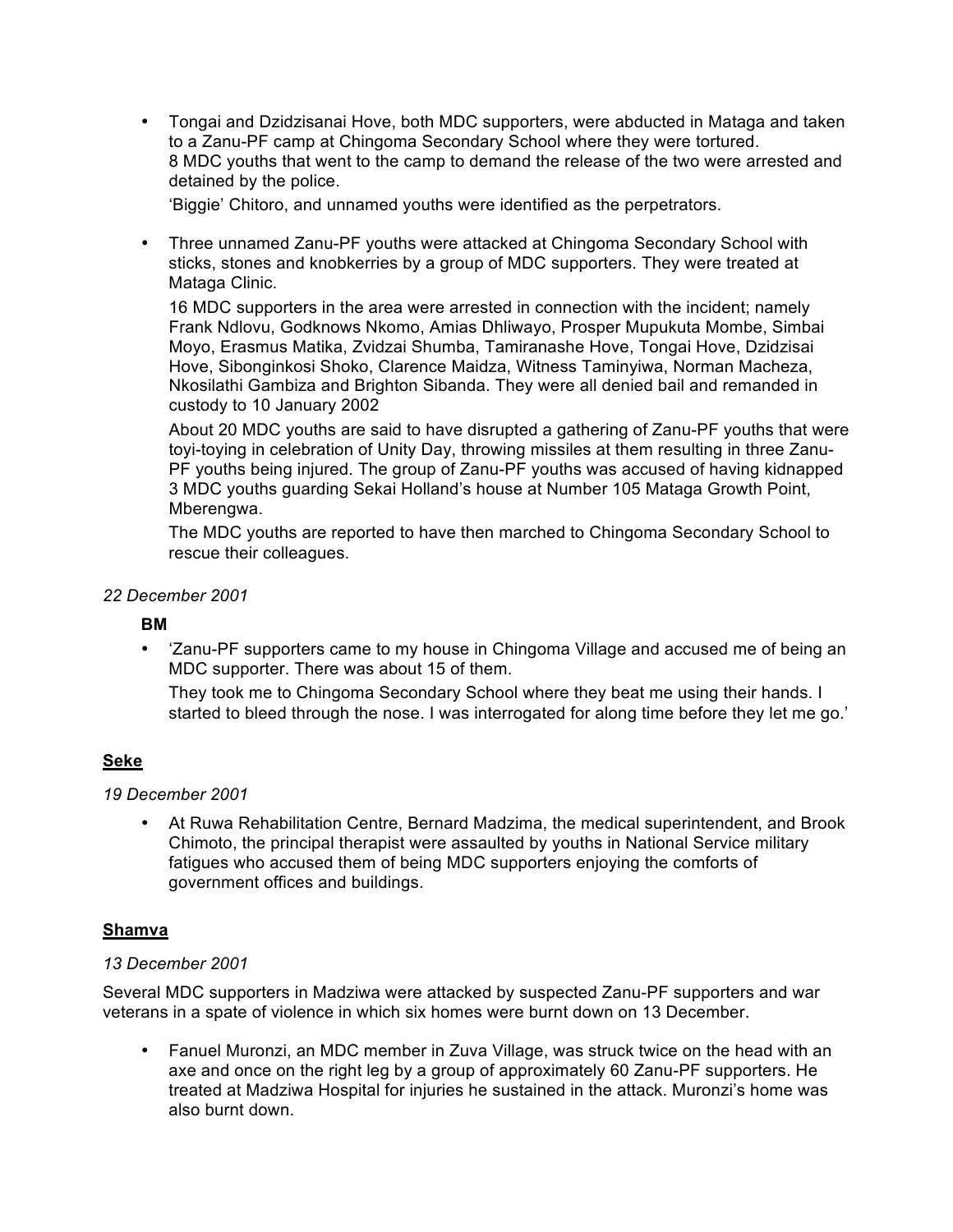- Tongai and Dzidzisanai Hove, both MDC supporters, were abducted in Mataga and taken to a Zanu-PF camp at Chingoma Secondary School where they were tortured.
  8 MDC youths that went to the camp to demand the release of the two were arrested and detained by the police.

  'Biggie' Chitoro, and unnamed youths were identified as the perpetrators.

- Three unnamed Zanu-PF youths were attacked at Chingoma Secondary School with sticks, stones and knobkerries by a group of MDC supporters. They were treated at Mataga Clinic.

  16 MDC supporters in the area were arrested in connection with the incident; namely Frank Ndlovu, Godknows Nkomo, Amias Dhliwayo, Prosper Mupukuta Mombe, Simbai Moyo, Erasmus Matika, Zvidzai Shumba, Tamiranashe Hove, Tongai Hove, Dzidzisai Hove, Sibonginkosi Shoko, Clarence Maidza, Witness Taminyiwa, Norman Macheza, Nkosilathi Gambiza and Brighton Sibanda. They were all denied bail and remanded in custody to 10 January 2002

  About 20 MDC youths are said to have disrupted a gathering of Zanu-PF youths that were toyi-toying in celebration of Unity Day, throwing missiles at them resulting in three Zanu-PF youths being injured. The group of Zanu-PF youths was accused of having kidnapped 3 MDC youths guarding Sekai Holland's house at Number 105 Mataga Growth Point, Mberengwa.

  The MDC youths are reported to have then marched to Chingoma Secondary School to rescue their colleagues.

*22 December 2001*

**BM**

- 'Zanu-PF supporters came to my house in Chingoma Village and accused me of being an MDC supporter. There was about 15 of them.

  They took me to Chingoma Secondary School where they beat me using their hands. I started to bleed through the nose. I was interrogated for along time before they let me go.'

## Seke

*19 December 2001*

- At Ruwa Rehabilitation Centre, Bernard Madzima, the medical superintendent, and Brook Chimoto, the principal therapist were assaulted by youths in National Service military fatigues who accused them of being MDC supporters enjoying the comforts of government offices and buildings.

## Shamva

*13 December 2001*

Several MDC supporters in Madziwa were attacked by suspected Zanu-PF supporters and war veterans in a spate of violence in which six homes were burnt down on 13 December.

- Fanuel Muronzi, an MDC member in Zuva Village, was struck twice on the head with an axe and once on the right leg by a group of approximately 60 Zanu-PF supporters. He treated at Madziwa Hospital for injuries he sustained in the attack. Muronzi's home was also burnt down.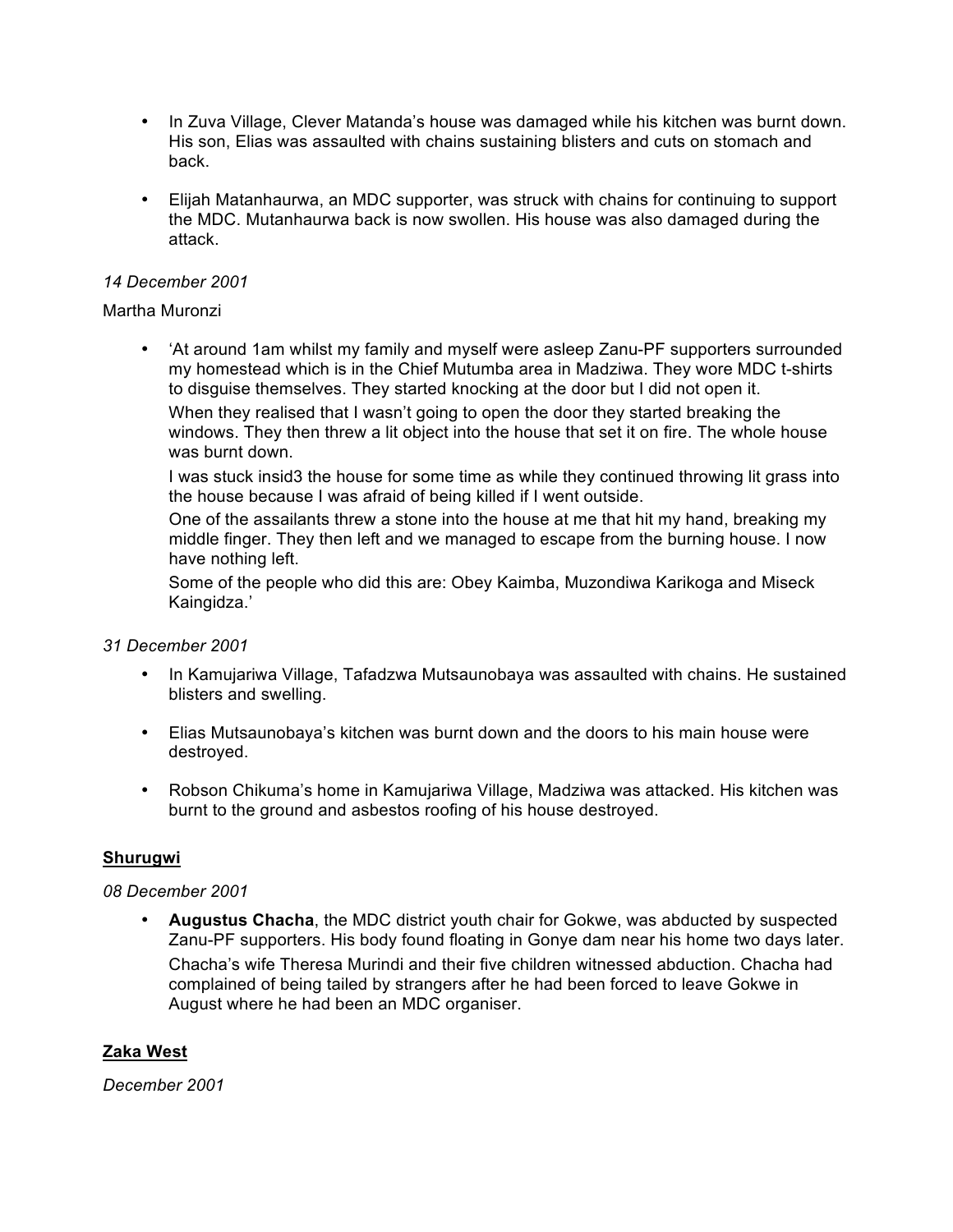- In Zuva Village, Clever Matanda's house was damaged while his kitchen was burnt down. His son, Elias was assaulted with chains sustaining blisters and cuts on stomach and back.

- Elijah Matanhaurwa, an MDC supporter, was struck with chains for continuing to support the MDC. Mutanhaurwa back is now swollen. His house was also damaged during the attack.

*14 December 2001*

Martha Muronzi

- 'At around 1am whilst my family and myself were asleep Zanu-PF supporters surrounded my homestead which is in the Chief Mutumba area in Madziwa. They wore MDC t-shirts to disguise themselves. They started knocking at the door but I did not open it.

  When they realised that I wasn't going to open the door they started breaking the windows. They then threw a lit object into the house that set it on fire. The whole house was burnt down.

  I was stuck insid3 the house for some time as while they continued throwing lit grass into the house because I was afraid of being killed if I went outside.

  One of the assailants threw a stone into the house at me that hit my hand, breaking my middle finger. They then left and we managed to escape from the burning house. I now have nothing left.

  Some of the people who did this are: Obey Kaimba, Muzondiwa Karikoga and Miseck Kaingidza.'

*31 December 2001*

- In Kamujariwa Village, Tafadzwa Mutsaunobaya was assaulted with chains. He sustained blisters and swelling.

- Elias Mutsaunobaya's kitchen was burnt down and the doors to his main house were destroyed.

- Robson Chikuma's home in Kamujariwa Village, Madziwa was attacked. His kitchen was burnt to the ground and asbestos roofing of his house destroyed.

**Shurugwi**

*08 December 2001*

- **Augustus Chacha**, the MDC district youth chair for Gokwe, was abducted by suspected Zanu-PF supporters. His body found floating in Gonye dam near his home two days later.

  Chacha's wife Theresa Murindi and their five children witnessed abduction. Chacha had complained of being tailed by strangers after he had been forced to leave Gokwe in August where he had been an MDC organiser.

**Zaka West**

*December 2001*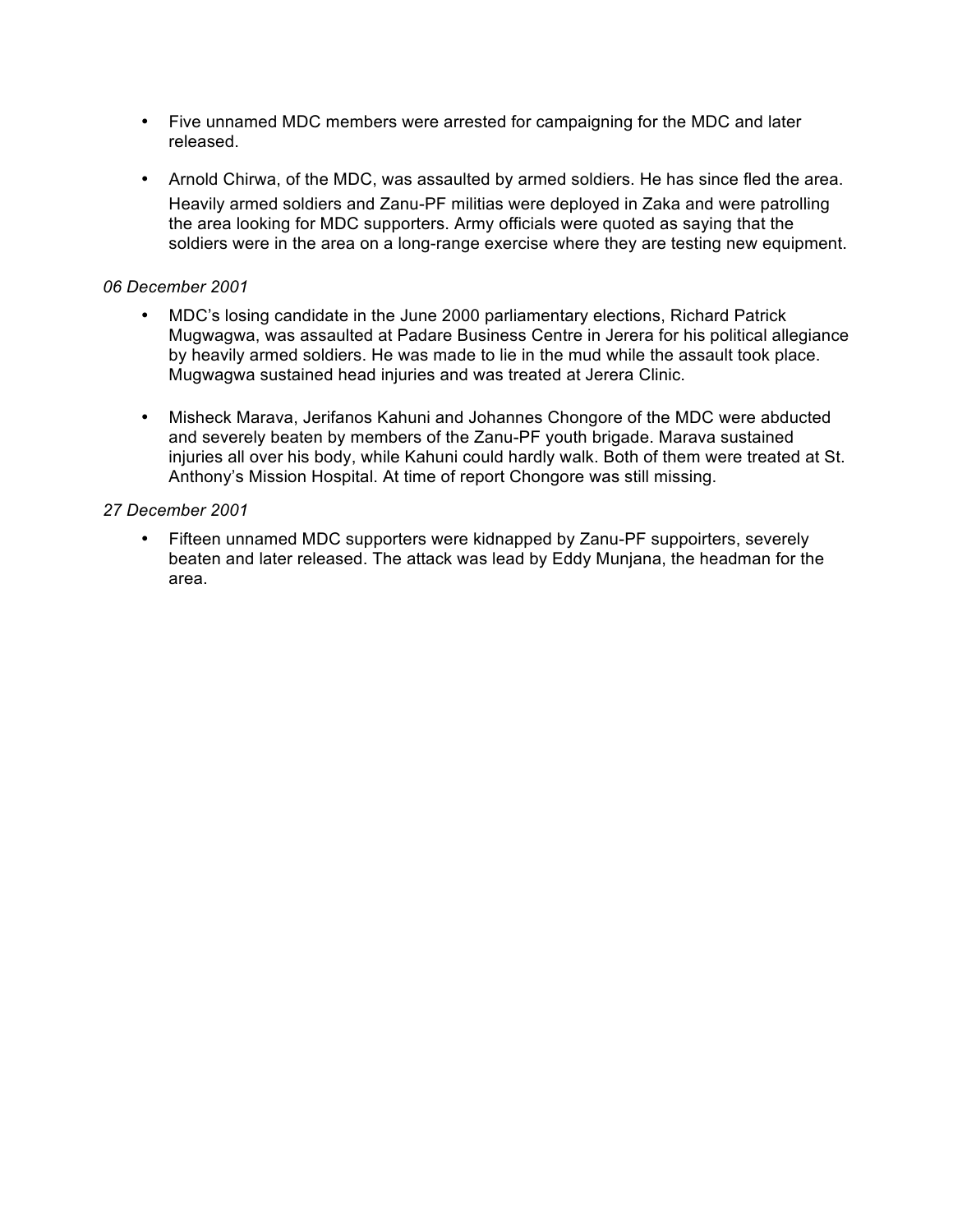- Five unnamed MDC members were arrested for campaigning for the MDC and later released.

- Arnold Chirwa, of the MDC, was assaulted by armed soldiers. He has since fled the area. Heavily armed soldiers and Zanu-PF militias were deployed in Zaka and were patrolling the area looking for MDC supporters. Army officials were quoted as saying that the soldiers were in the area on a long-range exercise where they are testing new equipment.

*06 December 2001*

- MDC's losing candidate in the June 2000 parliamentary elections, Richard Patrick Mugwagwa, was assaulted at Padare Business Centre in Jerera for his political allegiance by heavily armed soldiers. He was made to lie in the mud while the assault took place. Mugwagwa sustained head injuries and was treated at Jerera Clinic.

- Misheck Marava, Jerifanos Kahuni and Johannes Chongore of the MDC were abducted and severely beaten by members of the Zanu-PF youth brigade. Marava sustained injuries all over his body, while Kahuni could hardly walk. Both of them were treated at St. Anthony's Mission Hospital. At time of report Chongore was still missing.

*27 December 2001*

- Fifteen unnamed MDC supporters were kidnapped by Zanu-PF suppoirters, severely beaten and later released. The attack was lead by Eddy Munjana, the headman for the area.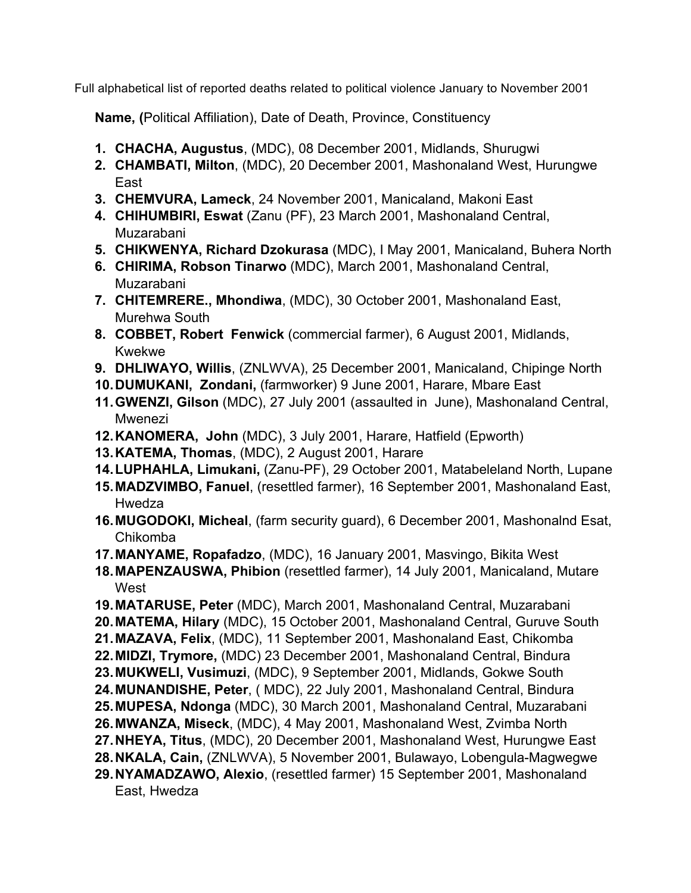Full alphabetical list of reported deaths related to political violence January to November 2001

**Name, (**Political Affiliation), Date of Death, Province, Constituency

1. **CHACHA, Augustus**, (MDC), 08 December 2001, Midlands, Shurugwi
2. **CHAMBATI, Milton**, (MDC), 20 December 2001, Mashonaland West, Hurungwe East
3. **CHEMVURA, Lameck**, 24 November 2001, Manicaland, Makoni East
4. **CHIHUMBIRI, Eswat** (Zanu (PF), 23 March 2001, Mashonaland Central, Muzarabani
5. **CHIKWENYA, Richard Dzokurasa** (MDC), I May 2001, Manicaland, Buhera North
6. **CHIRIMA, Robson Tinarwo** (MDC), March 2001, Mashonaland Central, Muzarabani
7. **CHITEMRERE., Mhondiwa**, (MDC), 30 October 2001, Mashonaland East, Murehwa South
8. **COBBET, Robert Fenwick** (commercial farmer), 6 August 2001, Midlands, Kwekwe
9. **DHLIWAYO, Willis**, (ZNLWVA), 25 December 2001, Manicaland, Chipinge North
10. **DUMUKANI, Zondani,** (farmworker) 9 June 2001, Harare, Mbare East
11. **GWENZI, Gilson** (MDC), 27 July 2001 (assaulted in June), Mashonaland Central, Mwenezi
12. **KANOMERA, John** (MDC), 3 July 2001, Harare, Hatfield (Epworth)
13. **KATEMA, Thomas**, (MDC), 2 August 2001, Harare
14. **LUPHAHLA, Limukani,** (Zanu-PF), 29 October 2001, Matabeleland North, Lupane
15. **MADZVIMBO, Fanuel**, (resettled farmer), 16 September 2001, Mashonaland East, Hwedza
16. **MUGODOKI, Micheal**, (farm security guard), 6 December 2001, Mashonalnd Esat, Chikomba
17. **MANYAME, Ropafadzo**, (MDC), 16 January 2001, Masvingo, Bikita West
18. **MAPENZAUSWA, Phibion** (resettled farmer), 14 July 2001, Manicaland, Mutare West
19. **MATARUSE, Peter** (MDC), March 2001, Mashonaland Central, Muzarabani
20. **MATEMA, Hilary** (MDC), 15 October 2001, Mashonaland Central, Guruve South
21. **MAZAVA, Felix**, (MDC), 11 September 2001, Mashonaland East, Chikomba
22. **MIDZI, Trymore,** (MDC) 23 December 2001, Mashonaland Central, Bindura
23. **MUKWELI, Vusimuzi**, (MDC), 9 September 2001, Midlands, Gokwe South
24. **MUNANDISHE, Peter**, ( MDC), 22 July 2001, Mashonaland Central, Bindura
25. **MUPESA, Ndonga** (MDC), 30 March 2001, Mashonaland Central, Muzarabani
26. **MWANZA, Miseck**, (MDC), 4 May 2001, Mashonaland West, Zvimba North
27. **NHEYA, Titus**, (MDC), 20 December 2001, Mashonaland West, Hurungwe East
28. **NKALA, Cain,** (ZNLWVA), 5 November 2001, Bulawayo, Lobengula-Magwegwe
29. **NYAMADZAWO, Alexio**, (resettled farmer) 15 September 2001, Mashonaland East, Hwedza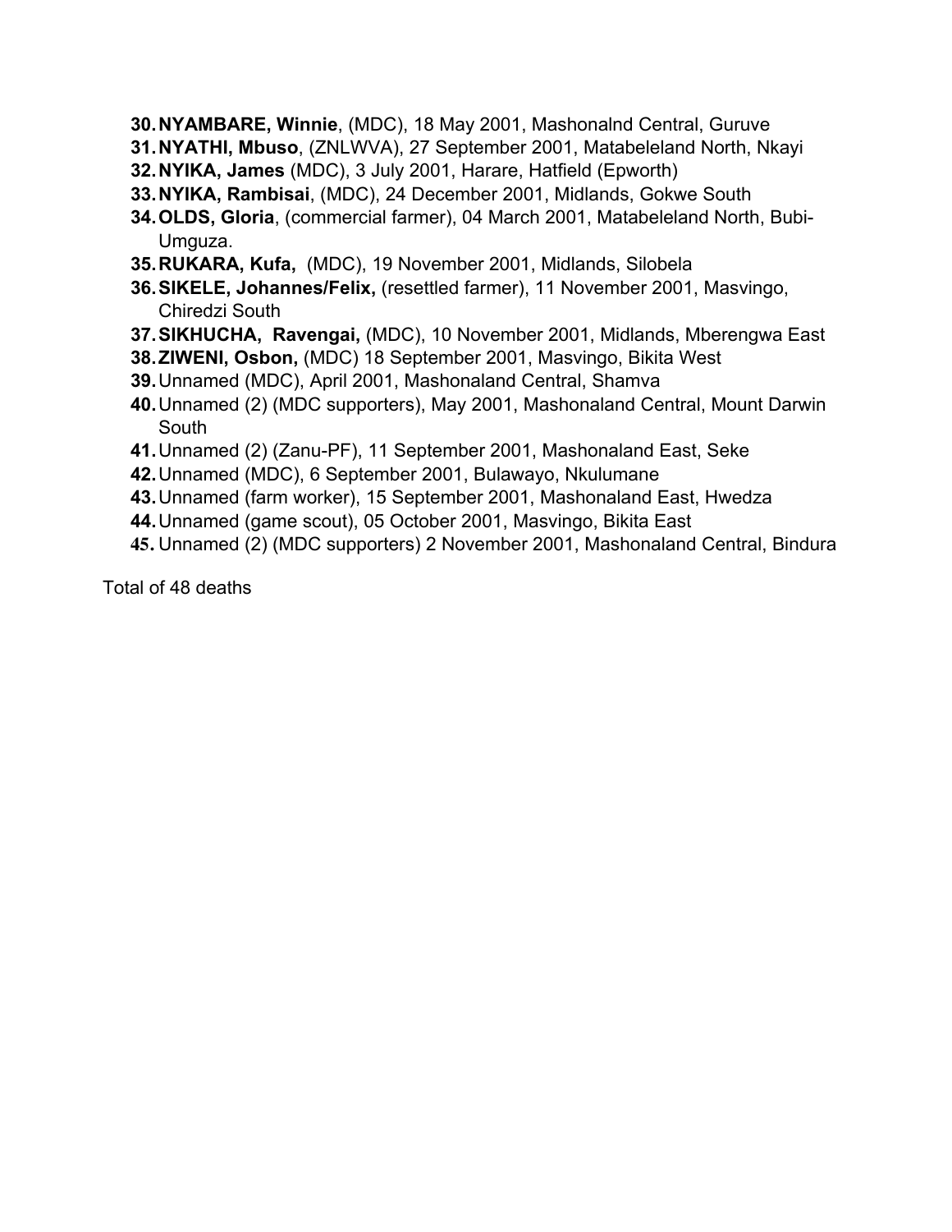30. **NYAMBARE, Winnie**, (MDC), 18 May 2001, Mashonalnd Central, Guruve
31. **NYATHI, Mbuso**, (ZNLWVA), 27 September 2001, Matabeleland North, Nkayi
32. **NYIKA, James** (MDC), 3 July 2001, Harare, Hatfield (Epworth)
33. **NYIKA, Rambisai**, (MDC), 24 December 2001, Midlands, Gokwe South
34. **OLDS, Gloria**, (commercial farmer), 04 March 2001, Matabeleland North, Bubi-Umguza.
35. **RUKARA, Kufa,** (MDC), 19 November 2001, Midlands, Silobela
36. **SIKELE, Johannes/Felix,** (resettled farmer), 11 November 2001, Masvingo, Chiredzi South
37. **SIKHUCHA, Ravengai,** (MDC), 10 November 2001, Midlands, Mberengwa East
38. **ZIWENI, Osbon,** (MDC) 18 September 2001, Masvingo, Bikita West
39. Unnamed (MDC), April 2001, Mashonaland Central, Shamva
40. Unnamed (2) (MDC supporters), May 2001, Mashonaland Central, Mount Darwin South
41. Unnamed (2) (Zanu-PF), 11 September 2001, Mashonaland East, Seke
42. Unnamed (MDC), 6 September 2001, Bulawayo, Nkulumane
43. Unnamed (farm worker), 15 September 2001, Mashonaland East, Hwedza
44. Unnamed (game scout), 05 October 2001, Masvingo, Bikita East
45. Unnamed (2) (MDC supporters) 2 November 2001, Mashonaland Central, Bindura

Total of 48 deaths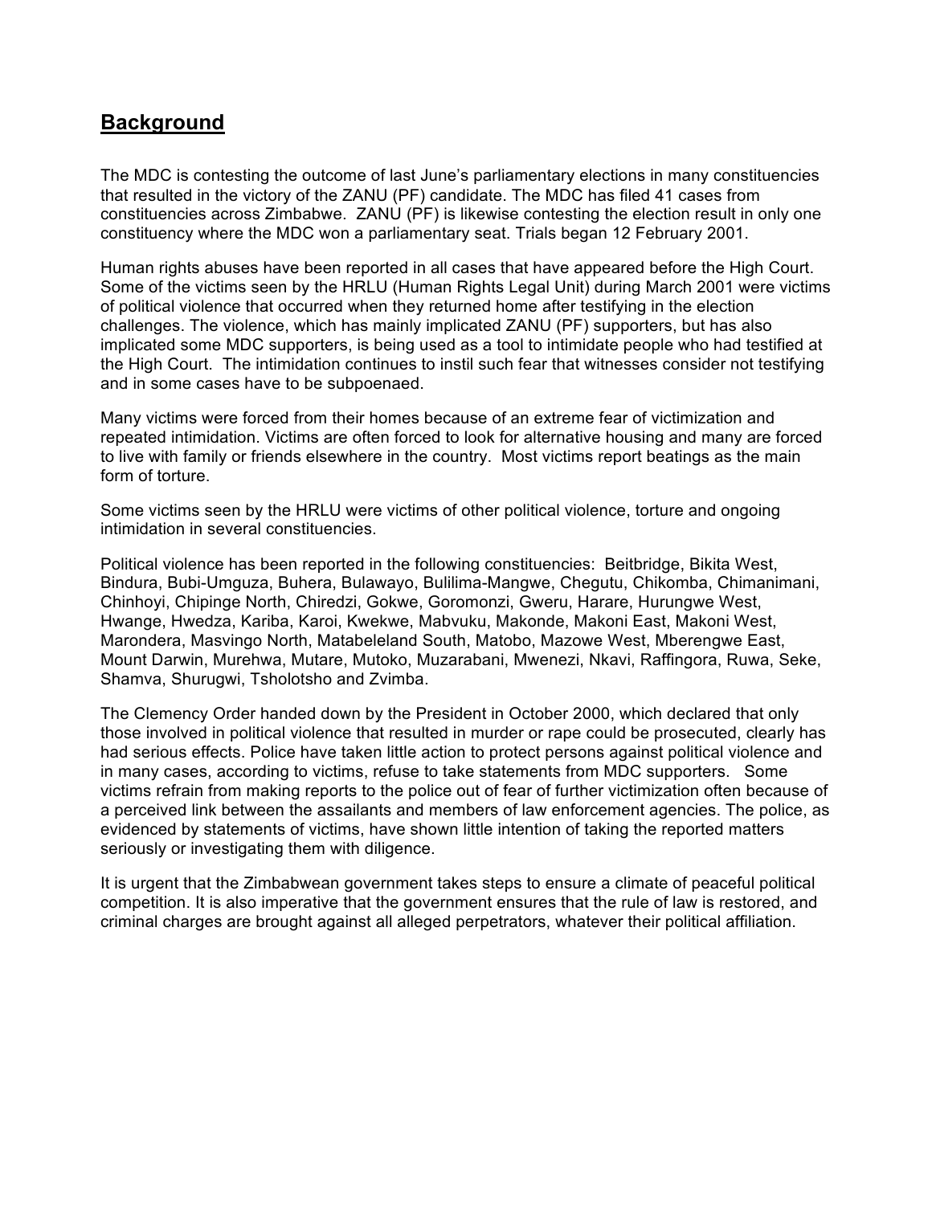## Background

The MDC is contesting the outcome of last June's parliamentary elections in many constituencies that resulted in the victory of the ZANU (PF) candidate. The MDC has filed 41 cases from constituencies across Zimbabwe. ZANU (PF) is likewise contesting the election result in only one constituency where the MDC won a parliamentary seat. Trials began 12 February 2001.

Human rights abuses have been reported in all cases that have appeared before the High Court. Some of the victims seen by the HRLU (Human Rights Legal Unit) during March 2001 were victims of political violence that occurred when they returned home after testifying in the election challenges. The violence, which has mainly implicated ZANU (PF) supporters, but has also implicated some MDC supporters, is being used as a tool to intimidate people who had testified at the High Court. The intimidation continues to instil such fear that witnesses consider not testifying and in some cases have to be subpoenaed.

Many victims were forced from their homes because of an extreme fear of victimization and repeated intimidation. Victims are often forced to look for alternative housing and many are forced to live with family or friends elsewhere in the country. Most victims report beatings as the main form of torture.

Some victims seen by the HRLU were victims of other political violence, torture and ongoing intimidation in several constituencies.

Political violence has been reported in the following constituencies: Beitbridge, Bikita West, Bindura, Bubi-Umguza, Buhera, Bulawayo, Bulilima-Mangwe, Chegutu, Chikomba, Chimanimani, Chinhoyi, Chipinge North, Chiredzi, Gokwe, Goromonzi, Gweru, Harare, Hurungwe West, Hwange, Hwedza, Kariba, Karoi, Kwekwe, Mabvuku, Makonde, Makoni East, Makoni West, Marondera, Masvingo North, Matabeleland South, Matobo, Mazowe West, Mberengwe East, Mount Darwin, Murehwa, Mutare, Mutoko, Muzarabani, Mwenezi, Nkavi, Raffingora, Ruwa, Seke, Shamva, Shurugwi, Tsholotsho and Zvimba.

The Clemency Order handed down by the President in October 2000, which declared that only those involved in political violence that resulted in murder or rape could be prosecuted, clearly has had serious effects. Police have taken little action to protect persons against political violence and in many cases, according to victims, refuse to take statements from MDC supporters. Some victims refrain from making reports to the police out of fear of further victimization often because of a perceived link between the assailants and members of law enforcement agencies. The police, as evidenced by statements of victims, have shown little intention of taking the reported matters seriously or investigating them with diligence.

It is urgent that the Zimbabwean government takes steps to ensure a climate of peaceful political competition. It is also imperative that the government ensures that the rule of law is restored, and criminal charges are brought against all alleged perpetrators, whatever their political affiliation.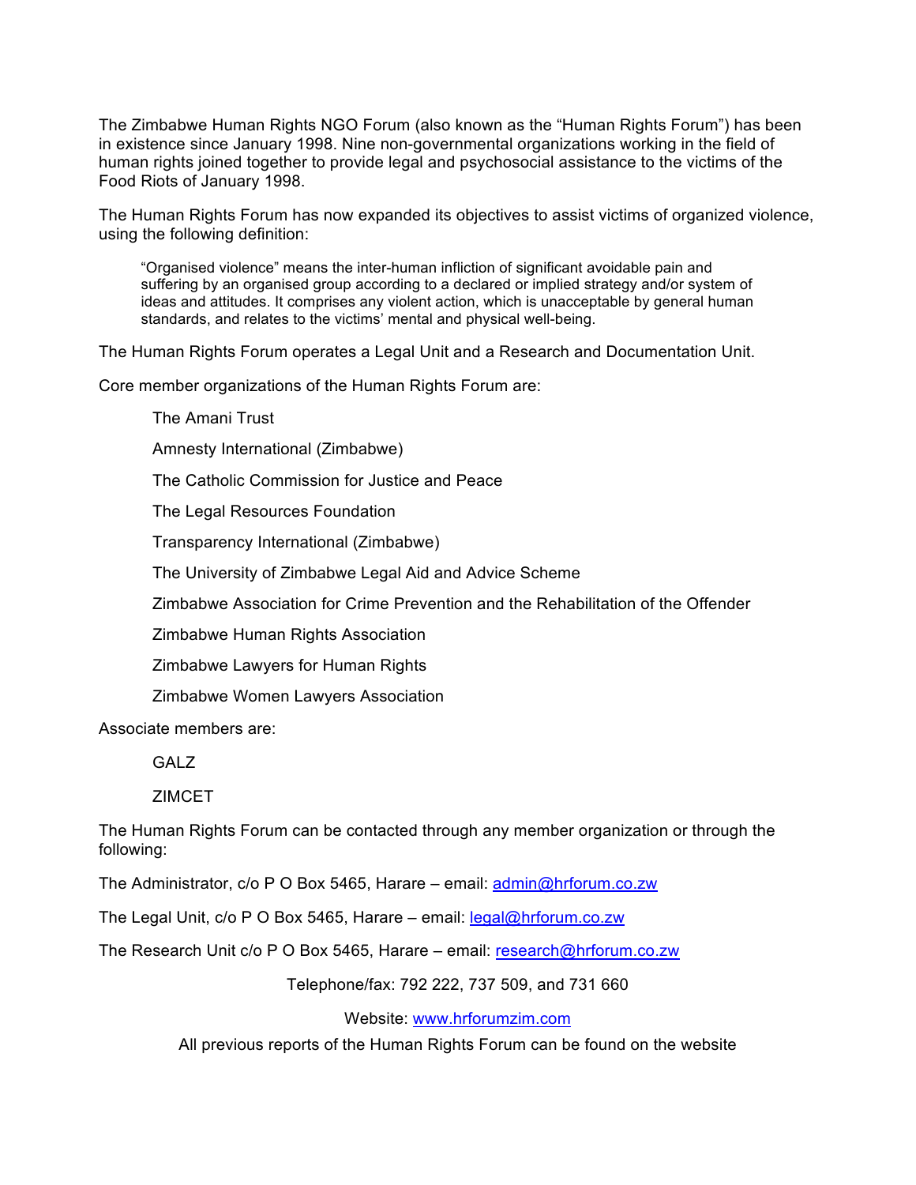The Zimbabwe Human Rights NGO Forum (also known as the "Human Rights Forum") has been in existence since January 1998. Nine non-governmental organizations working in the field of human rights joined together to provide legal and psychosocial assistance to the victims of the Food Riots of January 1998.

The Human Rights Forum has now expanded its objectives to assist victims of organized violence, using the following definition:

> "Organised violence" means the inter-human infliction of significant avoidable pain and suffering by an organised group according to a declared or implied strategy and/or system of ideas and attitudes. It comprises any violent action, which is unacceptable by general human standards, and relates to the victims' mental and physical well-being.

The Human Rights Forum operates a Legal Unit and a Research and Documentation Unit.

Core member organizations of the Human Rights Forum are:

- The Amani Trust
- Amnesty International (Zimbabwe)
- The Catholic Commission for Justice and Peace
- The Legal Resources Foundation
- Transparency International (Zimbabwe)
- The University of Zimbabwe Legal Aid and Advice Scheme
- Zimbabwe Association for Crime Prevention and the Rehabilitation of the Offender
- Zimbabwe Human Rights Association
- Zimbabwe Lawyers for Human Rights
- Zimbabwe Women Lawyers Association

Associate members are:

- GALZ
- ZIMCET

The Human Rights Forum can be contacted through any member organization or through the following:

The Administrator, c/o P O Box 5465, Harare – email: admin@hrforum.co.zw

The Legal Unit, c/o P O Box 5465, Harare – email: legal@hrforum.co.zw

The Research Unit c/o P O Box 5465, Harare – email: research@hrforum.co.zw

Telephone/fax: 792 222, 737 509, and 731 660

Website: www.hrforumzim.com

All previous reports of the Human Rights Forum can be found on the website